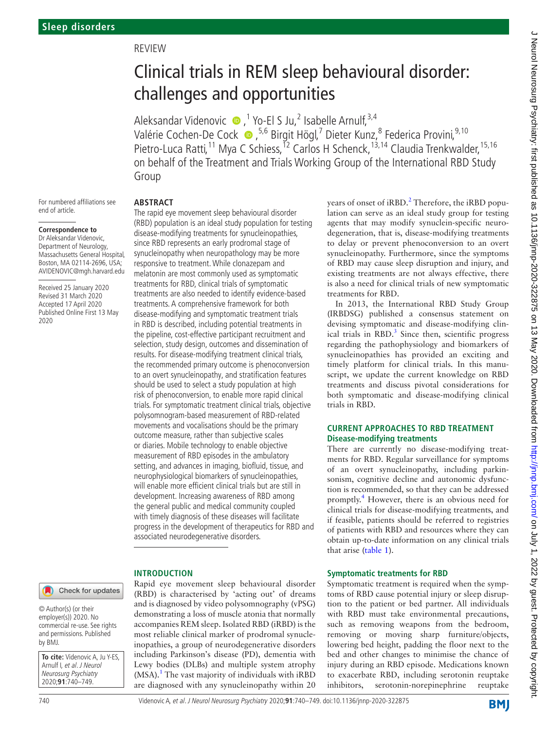Sleep disorders

REVIEW

# Clinical trials in REM sleep behavioural disorder: challenges and opportunities

Aleksandar Videnovic,[1] Yo-El S Ju,[2] Isabelle Arnulf,[3,4] Valérie Cochen-De Cock,[5,6] Birgit Högl,[7] Dieter Kunz,[8] Federica Provini,[9,10] Pietro-Luca Ratti,[11] Mya C Schiess,[12] Carlos H Schenck,[13,14] Claudia Trenkwalder,[15,16] on behalf of the Treatment and Trials Working Group of the International RBD Study Group

For numbered affiliations see end of article.

**Correspondence to**
Dr Aleksandar Videnovic, Department of Neurology, Massachusetts General Hospital, Boston, MA 02114-2696, USA; AVIDENOVIC@mgh.harvard.edu

Received 25 January 2020
Revised 31 March 2020
Accepted 17 April 2020
Published Online First 13 May 2020

© Author(s) (or their employer(s)) 2020. No commercial re-use. See rights and permissions. Published by BMJ.

**To cite:** Videnovic A, Ju Y-ES, Arnulf I, *et al*. *J Neurol Neurosurg Psychiatry* 2020;**91**:740–749.

## ABSTRACT

The rapid eye movement sleep behavioural disorder (RBD) population is an ideal study population for testing disease-modifying treatments for synucleinopathies, since RBD represents an early prodromal stage of synucleinopathy when neuropathology may be more responsive to treatment. While clonazepam and melatonin are most commonly used as symptomatic treatments for RBD, clinical trials of symptomatic treatments are also needed to identify evidence-based treatments. A comprehensive framework for both disease-modifying and symptomatic treatment trials in RBD is described, including potential treatments in the pipeline, cost-effective participant recruitment and selection, study design, outcomes and dissemination of results. For disease-modifying treatment clinical trials, the recommended primary outcome is phenoconversion to an overt synucleinopathy, and stratification features should be used to select a study population at high risk of phenoconversion, to enable more rapid clinical trials. For symptomatic treatment clinical trials, objective polysomnogram-based measurement of RBD-related movements and vocalisations should be the primary outcome measure, rather than subjective scales or diaries. Mobile technology to enable objective measurement of RBD episodes in the ambulatory setting, and advances in imaging, biofluid, tissue, and neurophysiological biomarkers of synucleinopathies, will enable more efficient clinical trials but are still in development. Increasing awareness of RBD among the general public and medical community coupled with timely diagnosis of these diseases will facilitate progress in the development of therapeutics for RBD and associated neurodegenerative disorders.

## INTRODUCTION

Rapid eye movement sleep behavioural disorder (RBD) is characterised by 'acting out' of dreams and is diagnosed by video polysomnography (vPSG) demonstrating a loss of muscle atonia that normally accompanies REM sleep. Isolated RBD (iRBD) is the most reliable clinical marker of prodromal synucleinopathies, a group of neurodegenerative disorders including Parkinson's disease (PD), dementia with Lewy bodies (DLBs) and multiple system atrophy (MSA).[1] The vast majority of individuals with iRBD are diagnosed with any synucleinopathy within 20 years of onset of iRBD.[2] Therefore, the iRBD population can serve as an ideal study group for testing agents that may modify synuclein-specific neurodegeneration, that is, disease-modifying treatments to delay or prevent phenoconversion to an overt synucleinopathy. Furthermore, since the symptoms of RBD may cause sleep disruption and injury, and existing treatments are not always effective, there is also a need for clinical trials of new symptomatic treatments for RBD.

In 2013, the International RBD Study Group (IRBDSG) published a consensus statement on devising symptomatic and disease-modifying clinical trials in RBD.[3] Since then, scientific progress regarding the pathophysiology and biomarkers of synucleinopathies has provided an exciting and timely platform for clinical trials. In this manuscript, we update the current knowledge on RBD treatments and discuss pivotal considerations for both symptomatic and disease-modifying clinical trials in RBD.

## CURRENT APPROACHES TO RBD TREATMENT

### Disease-modifying treatments

There are currently no disease-modifying treatments for RBD. Regular surveillance for symptoms of an overt synucleinopathy, including parkinsonism, cognitive decline and autonomic dysfunction is recommended, so that they can be addressed promptly.[4] However, there is an obvious need for clinical trials for disease-modifying treatments, and if feasible, patients should be referred to registries of patients with RBD and resources where they can obtain up-to-date information on any clinical trials that arise (table 1).

### Symptomatic treatments for RBD

Symptomatic treatment is required when the symptoms of RBD cause potential injury or sleep disruption to the patient or bed partner. All individuals with RBD must take environmental precautions, such as removing weapons from the bedroom, removing or moving sharp furniture/objects, lowering bed height, padding the floor next to the bed and other changes to minimise the chance of injury during an RBD episode. Medications known to exacerbate RBD, including serotonin reuptake inhibitors, serotonin-norepinephrine reuptake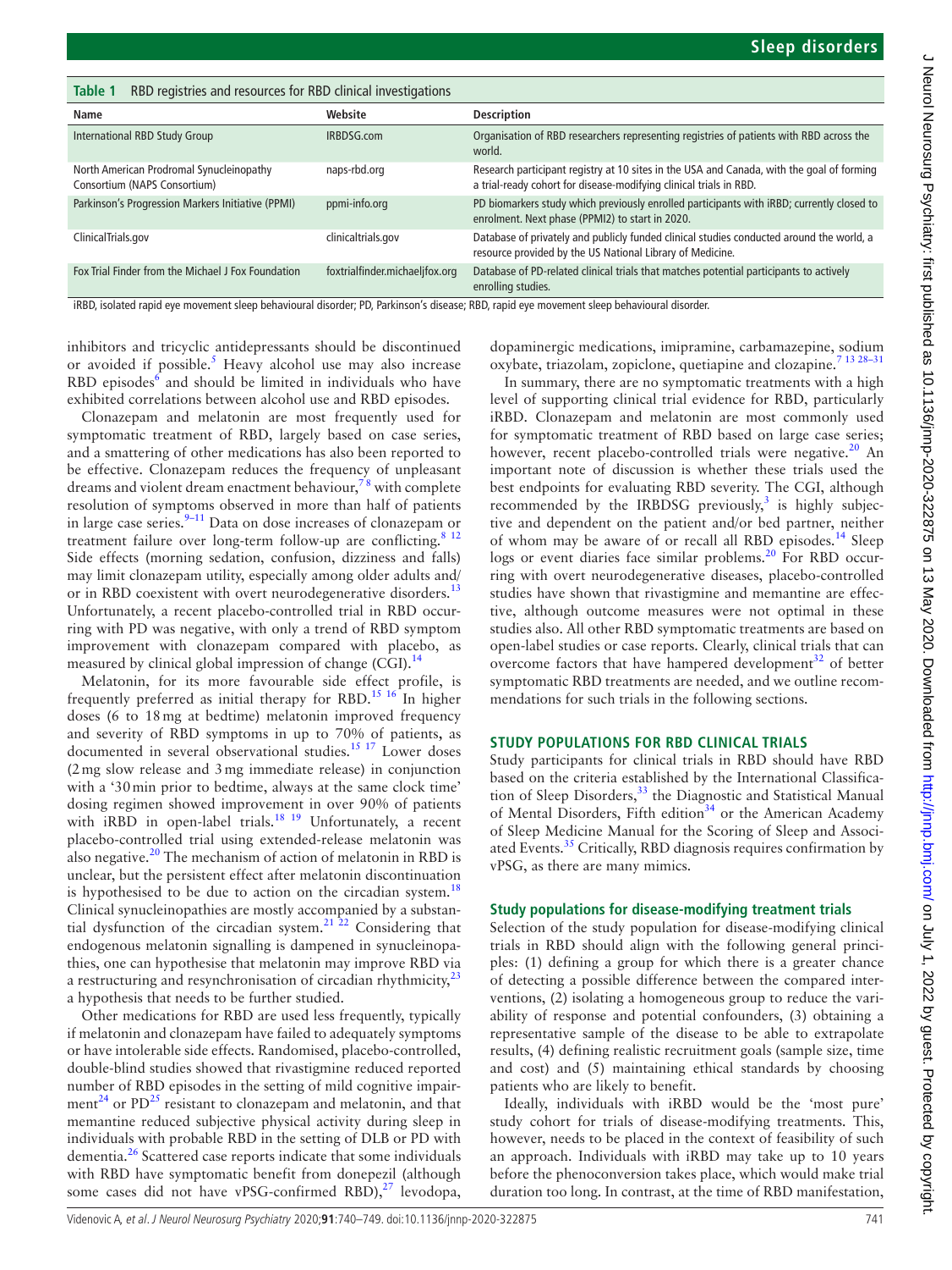**Table 1** RBD registries and resources for RBD clinical investigations

| Name | Website | Description |
|---|---|---|
| International RBD Study Group | IRBDSG.com | Organisation of RBD researchers representing registries of patients with RBD across the world. |
| North American Prodromal Synucleinopathy Consortium (NAPS Consortium) | naps-rbd.org | Research participant registry at 10 sites in the USA and Canada, with the goal of forming a trial-ready cohort for disease-modifying clinical trials in RBD. |
| Parkinson's Progression Markers Initiative (PPMI) | ppmi-info.org | PD biomarkers study which previously enrolled participants with iRBD; currently closed to enrolment. Next phase (PPMI2) to start in 2020. |
| ClinicalTrials.gov | clinicaltrials.gov | Database of privately and publicly funded clinical studies conducted around the world, a resource provided by the US National Library of Medicine. |
| Fox Trial Finder from the Michael J Fox Foundation | foxtrialfinder.michaeljfox.org | Database of PD-related clinical trials that matches potential participants to actively enrolling studies. |

iRBD, isolated rapid eye movement sleep behavioural disorder; PD, Parkinson's disease; RBD, rapid eye movement sleep behavioural disorder.

inhibitors and tricyclic antidepressants should be discontinued or avoided if possible.[5] Heavy alcohol use may also increase RBD episodes[6] and should be limited in individuals who have exhibited correlations between alcohol use and RBD episodes.

Clonazepam and melatonin are most frequently used for symptomatic treatment of RBD, largely based on case series, and a smattering of other medications has also been reported to be effective. Clonazepam reduces the frequency of unpleasant dreams and violent dream enactment behaviour,[7 8] with complete resolution of symptoms observed in more than half of patients in large case series.[9–11] Data on dose increases of clonazepam or treatment failure over long-term follow-up are conflicting.[8 12] Side effects (morning sedation, confusion, dizziness and falls) may limit clonazepam utility, especially among older adults and/or in RBD coexistent with overt neurodegenerative disorders.[13] Unfortunately, a recent placebo-controlled trial in RBD occurring with PD was negative, with only a trend of RBD symptom improvement with clonazepam compared with placebo, as measured by clinical global impression of change (CGI).[14]

Melatonin, for its more favourable side effect profile, is frequently preferred as initial therapy for RBD.[15 16] In higher doses (6 to 18 mg at bedtime) melatonin improved frequency and severity of RBD symptoms in up to 70% of patients, as documented in several observational studies.[15 17] Lower doses (2 mg slow release and 3 mg immediate release) in conjunction with a '30 min prior to bedtime, always at the same clock time' dosing regimen showed improvement in over 90% of patients with iRBD in open-label trials.[18 19] Unfortunately, a recent placebo-controlled trial using extended-release melatonin was also negative.[20] The mechanism of action of melatonin in RBD is unclear, but the persistent effect after melatonin discontinuation is hypothesised to be due to action on the circadian system.[18] Clinical synucleinopathies are mostly accompanied by a substantial dysfunction of the circadian system.[21 22] Considering that endogenous melatonin signalling is dampened in synucleinopathies, one can hypothesise that melatonin may improve RBD via a restructuring and resynchronisation of circadian rhythmicity,[23] a hypothesis that needs to be further studied.

Other medications for RBD are used less frequently, typically if melatonin and clonazepam have failed to adequately symptoms or have intolerable side effects. Randomised, placebo-controlled, double-blind studies showed that rivastigmine reduced reported number of RBD episodes in the setting of mild cognitive impairment[24] or PD[25] resistant to clonazepam and melatonin, and that memantine reduced subjective physical activity during sleep in individuals with probable RBD in the setting of DLB or PD with dementia.[26] Scattered case reports indicate that some individuals with RBD have symptomatic benefit from donepezil (although some cases did not have vPSG-confirmed RBD),[27] levodopa, dopaminergic medications, imipramine, carbamazepine, sodium oxybate, triazolam, zopiclone, quetiapine and clozapine.[7 13 28–31]

In summary, there are no symptomatic treatments with a high level of supporting clinical trial evidence for RBD, particularly iRBD. Clonazepam and melatonin are most commonly used for symptomatic treatment of RBD based on large case series; however, recent placebo-controlled trials were negative.[20] An important note of discussion is whether these trials used the best endpoints for evaluating RBD severity. The CGI, although recommended by the IRBDSG previously,[3] is highly subjective and dependent on the patient and/or bed partner, neither of whom may be aware of or recall all RBD episodes.[14] Sleep logs or event diaries face similar problems.[20] For RBD occurring with overt neurodegenerative diseases, placebo-controlled studies have shown that rivastigmine and memantine are effective, although outcome measures were not optimal in these studies also. All other RBD symptomatic treatments are based on open-label studies or case reports. Clearly, clinical trials that can overcome factors that have hampered development[32] of better symptomatic RBD treatments are needed, and we outline recommendations for such trials in the following sections.

## STUDY POPULATIONS FOR RBD CLINICAL TRIALS

Study participants for clinical trials in RBD should have RBD based on the criteria established by the International Classification of Sleep Disorders,[33] the Diagnostic and Statistical Manual of Mental Disorders, Fifth edition[34] or the American Academy of Sleep Medicine Manual for the Scoring of Sleep and Associated Events.[35] Critically, RBD diagnosis requires confirmation by vPSG, as there are many mimics.

### Study populations for disease-modifying treatment trials

Selection of the study population for disease-modifying clinical trials in RBD should align with the following general principles: (1) defining a group for which there is a greater chance of detecting a possible difference between the compared interventions, (2) isolating a homogeneous group to reduce the variability of response and potential confounders, (3) obtaining a representative sample of the disease to be able to extrapolate results, (4) defining realistic recruitment goals (sample size, time and cost) and (5) maintaining ethical standards by choosing patients who are likely to benefit.

Ideally, individuals with iRBD would be the 'most pure' study cohort for trials of disease-modifying treatments. This, however, needs to be placed in the context of feasibility of such an approach. Individuals with iRBD may take up to 10 years before the phenoconversion takes place, which would make trial duration too long. In contrast, at the time of RBD manifestation,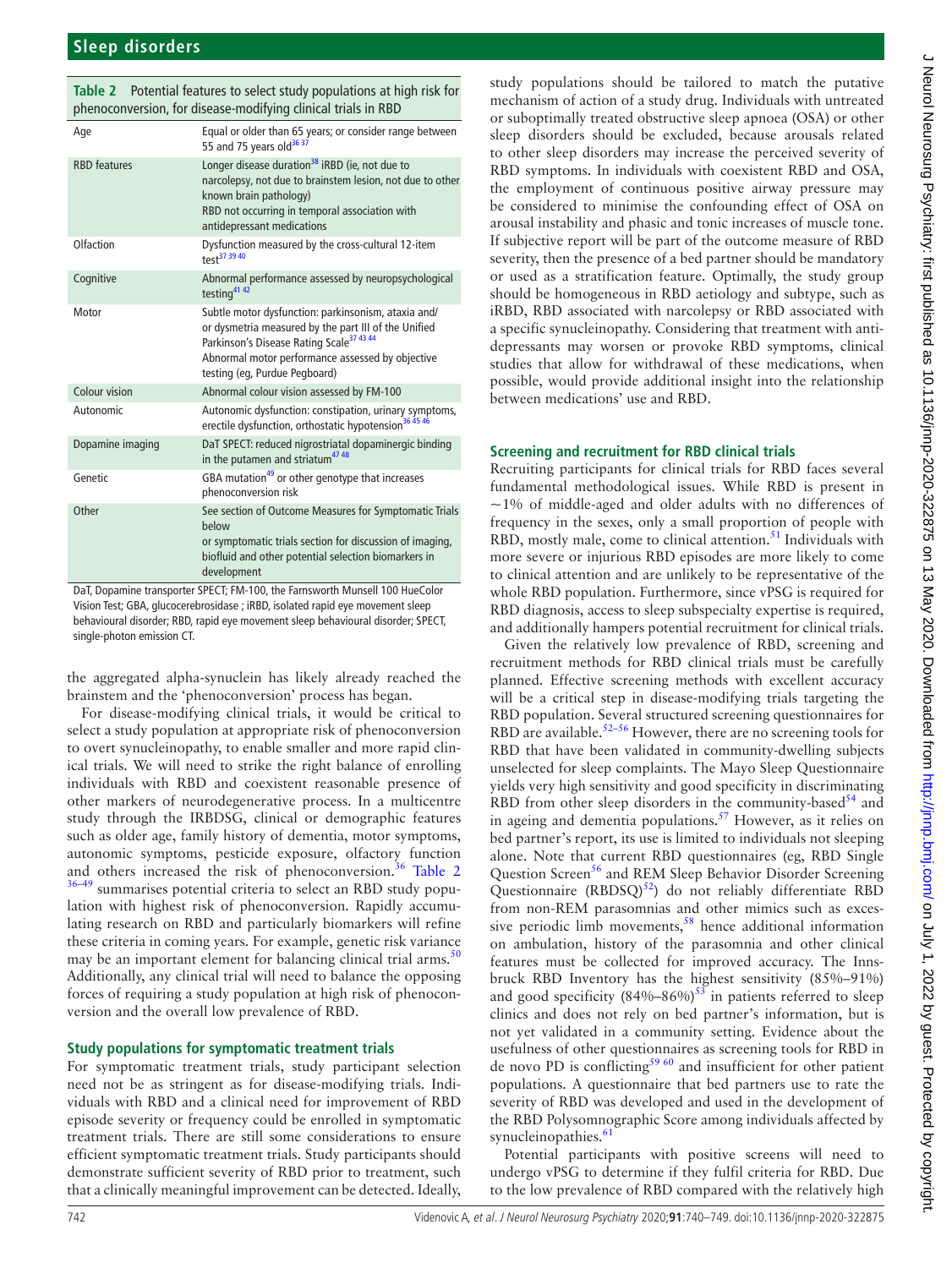**Table 2** Potential features to select study populations at high risk for phenoconversion, for disease-modifying clinical trials in RBD

| | |
|---|---|
| Age | Equal or older than 65 years; or consider range between 55 and 75 years old[36 37] |
| RBD features | Longer disease duration[38] iRBD (ie, not due to narcolepsy, not due to brainstem lesion, not due to other known brain pathology)<br>RBD not occurring in temporal association with antidepressant medications |
| Olfaction | Dysfunction measured by the cross-cultural 12-item test[37 39 40] |
| Cognitive | Abnormal performance assessed by neuropsychological testing[41 42] |
| Motor | Subtle motor dysfunction: parkinsonism, ataxia and/or dysmetria measured by the part III of the Unified Parkinson's Disease Rating Scale[37 43 44]<br>Abnormal motor performance assessed by objective testing (eg, Purdue Pegboard) |
| Colour vision | Abnormal colour vision assessed by FM-100 |
| Autonomic | Autonomic dysfunction: constipation, urinary symptoms, erectile dysfunction, orthostatic hypotension[36 45 46] |
| Dopamine imaging | DaT SPECT: reduced nigrostriatal dopaminergic binding in the putamen and striatum[47 48] |
| Genetic | GBA mutation[49] or other genotype that increases phenoconversion risk |
| Other | See section of Outcome Measures for Symptomatic Trials below<br>or symptomatic trials section for discussion of imaging, biofluid and other potential selection biomarkers in development |

DaT, Dopamine transporter SPECT; FM-100, the Farnsworth Munsell 100 HueColor Vision Test; GBA, glucocerebrosidase ; iRBD, isolated rapid eye movement sleep behavioural disorder; RBD, rapid eye movement sleep behavioural disorder; SPECT, single-photon emission CT.

the aggregated alpha-synuclein has likely already reached the brainstem and the 'phenoconversion' process has began.

For disease-modifying clinical trials, it would be critical to select a study population at appropriate risk of phenoconversion to overt synucleinopathy, to enable smaller and more rapid clinical trials. We will need to strike the right balance of enrolling individuals with RBD and coexistent reasonable presence of other markers of neurodegenerative process. In a multicentre study through the IRBDSG, clinical or demographic features such as older age, family history of dementia, motor symptoms, autonomic symptoms, pesticide exposure, olfactory function and others increased the risk of phenoconversion.[36] Table 2 [36–49] summarises potential criteria to select an RBD study population with highest risk of phenoconversion. Rapidly accumulating research on RBD and particularly biomarkers will refine these criteria in coming years. For example, genetic risk variance may be an important element for balancing clinical trial arms.[50] Additionally, any clinical trial will need to balance the opposing forces of requiring a study population at high risk of phenoconversion and the overall low prevalence of RBD.

## Study populations for symptomatic treatment trials

For symptomatic treatment trials, study participant selection need not be as stringent as for disease-modifying trials. Individuals with RBD and a clinical need for improvement of RBD episode severity or frequency could be enrolled in symptomatic treatment trials. There are still some considerations to ensure efficient symptomatic treatment trials. Study participants should demonstrate sufficient severity of RBD prior to treatment, such that a clinically meaningful improvement can be detected. Ideally, study populations should be tailored to match the putative mechanism of action of a study drug. Individuals with untreated or suboptimally treated obstructive sleep apnoea (OSA) or other sleep disorders should be excluded, because arousals related to other sleep disorders may increase the perceived severity of RBD symptoms. In individuals with coexistent RBD and OSA, the employment of continuous positive airway pressure may be considered to minimise the confounding effect of OSA on arousal instability and phasic and tonic increases of muscle tone. If subjective report will be part of the outcome measure of RBD severity, then the presence of a bed partner should be mandatory or used as a stratification feature. Optimally, the study group should be homogeneous in RBD aetiology and subtype, such as iRBD, RBD associated with narcolepsy or RBD associated with a specific synucleinopathy. Considering that treatment with antidepressants may worsen or provoke RBD symptoms, clinical studies that allow for withdrawal of these medications, when possible, would provide additional insight into the relationship between medications' use and RBD.

## Screening and recruitment for RBD clinical trials

Recruiting participants for clinical trials for RBD faces several fundamental methodological issues. While RBD is present in ~1% of middle-aged and older adults with no differences of frequency in the sexes, only a small proportion of people with RBD, mostly male, come to clinical attention.[51] Individuals with more severe or injurious RBD episodes are more likely to come to clinical attention and are unlikely to be representative of the whole RBD population. Furthermore, since vPSG is required for RBD diagnosis, access to sleep subspecialty expertise is required, and additionally hampers potential recruitment for clinical trials.

Given the relatively low prevalence of RBD, screening and recruitment methods for RBD clinical trials must be carefully planned. Effective screening methods with excellent accuracy will be a critical step in disease-modifying trials targeting the RBD population. Several structured screening questionnaires for RBD are available.[52–56] However, there are no screening tools for RBD that have been validated in community-dwelling subjects unselected for sleep complaints. The Mayo Sleep Questionnaire yields very high sensitivity and good specificity in discriminating RBD from other sleep disorders in the community-based[54] and in ageing and dementia populations.[57] However, as it relies on bed partner's report, its use is limited to individuals not sleeping alone. Note that current RBD questionnaires (eg, RBD Single Question Screen[56] and REM Sleep Behavior Disorder Screening Questionnaire (RBDSQ)[52]) do not reliably differentiate RBD from non-REM parasomnias and other mimics such as excessive periodic limb movements,[58] hence additional information on ambulation, history of the parasomnia and other clinical features must be collected for improved accuracy. The Innsbruck RBD Inventory has the highest sensitivity (85%–91%) and good specificity (84%–86%)[53] in patients referred to sleep clinics and does not rely on bed partner's information, but is not yet validated in a community setting. Evidence about the usefulness of other questionnaires as screening tools for RBD in de novo PD is conflicting[59 60] and insufficient for other patient populations. A questionnaire that bed partners use to rate the severity of RBD was developed and used in the development of the RBD Polysomnographic Score among individuals affected by synucleinopathies.[61]

Potential participants with positive screens will need to undergo vPSG to determine if they fulfil criteria for RBD. Due to the low prevalence of RBD compared with the relatively high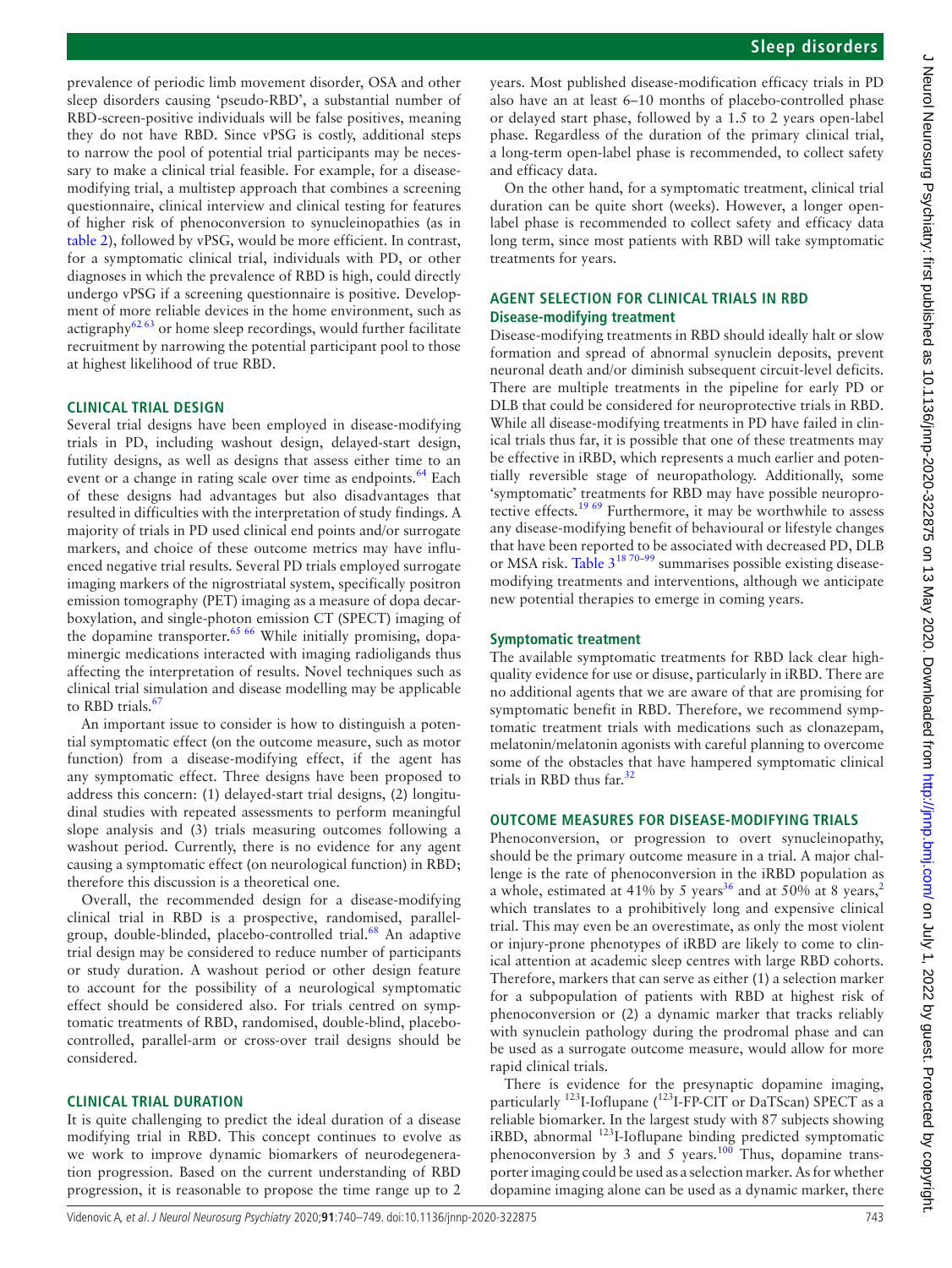prevalence of periodic limb movement disorder, OSA and other sleep disorders causing 'pseudo-RBD', a substantial number of RBD-screen-positive individuals will be false positives, meaning they do not have RBD. Since vPSG is costly, additional steps to narrow the pool of potential trial participants may be necessary to make a clinical trial feasible. For example, for a disease-modifying trial, a multistep approach that combines a screening questionnaire, clinical interview and clinical testing for features of higher risk of phenoconversion to synucleinopathies (as in table 2), followed by vPSG, would be more efficient. In contrast, for a symptomatic clinical trial, individuals with PD, or other diagnoses in which the prevalence of RBD is high, could directly undergo vPSG if a screening questionnaire is positive. Development of more reliable devices in the home environment, such as actigraphy[62 63] or home sleep recordings, would further facilitate recruitment by narrowing the potential participant pool to those at highest likelihood of true RBD.

## CLINICAL TRIAL DESIGN

Several trial designs have been employed in disease-modifying trials in PD, including washout design, delayed-start design, futility designs, as well as designs that assess either time to an event or a change in rating scale over time as endpoints.[64] Each of these designs had advantages but also disadvantages that resulted in difficulties with the interpretation of study findings. A majority of trials in PD used clinical end points and/or surrogate markers, and choice of these outcome metrics may have influenced negative trial results. Several PD trials employed surrogate imaging markers of the nigrostriatal system, specifically positron emission tomography (PET) imaging as a measure of dopa decarboxylation, and single-photon emission CT (SPECT) imaging of the dopamine transporter.[65 66] While initially promising, dopaminergic medications interacted with imaging radioligands thus affecting the interpretation of results. Novel techniques such as clinical trial simulation and disease modelling may be applicable to RBD trials.[67]

An important issue to consider is how to distinguish a potential symptomatic effect (on the outcome measure, such as motor function) from a disease-modifying effect, if the agent has any symptomatic effect. Three designs have been proposed to address this concern: (1) delayed-start trial designs, (2) longitudinal studies with repeated assessments to perform meaningful slope analysis and (3) trials measuring outcomes following a washout period. Currently, there is no evidence for any agent causing a symptomatic effect (on neurological function) in RBD; therefore this discussion is a theoretical one.

Overall, the recommended design for a disease-modifying clinical trial in RBD is a prospective, randomised, parallel-group, double-blinded, placebo-controlled trial.[68] An adaptive trial design may be considered to reduce number of participants or study duration. A washout period or other design feature to account for the possibility of a neurological symptomatic effect should be considered also. For trials centred on symptomatic treatments of RBD, randomised, double-blind, placebo-controlled, parallel-arm or cross-over trail designs should be considered.

## CLINICAL TRIAL DURATION

It is quite challenging to predict the ideal duration of a disease modifying trial in RBD. This concept continues to evolve as we work to improve dynamic biomarkers of neurodegeneration progression. Based on the current understanding of RBD progression, it is reasonable to propose the time range up to 2 years. Most published disease-modification efficacy trials in PD also have an at least 6–10 months of placebo-controlled phase or delayed start phase, followed by a 1.5 to 2 years open-label phase. Regardless of the duration of the primary clinical trial, a long-term open-label phase is recommended, to collect safety and efficacy data.

On the other hand, for a symptomatic treatment, clinical trial duration can be quite short (weeks). However, a longer open-label phase is recommended to collect safety and efficacy data long term, since most patients with RBD will take symptomatic treatments for years.

## AGENT SELECTION FOR CLINICAL TRIALS IN RBD

### Disease-modifying treatment

Disease-modifying treatments in RBD should ideally halt or slow formation and spread of abnormal synuclein deposits, prevent neuronal death and/or diminish subsequent circuit-level deficits. There are multiple treatments in the pipeline for early PD or DLB that could be considered for neuroprotective trials in RBD. While all disease-modifying treatments in PD have failed in clinical trials thus far, it is possible that one of these treatments may be effective in iRBD, which represents a much earlier and potentially reversible stage of neuropathology. Additionally, some 'symptomatic' treatments for RBD may have possible neuroprotective effects.[19 69] Furthermore, it may be worthwhile to assess any disease-modifying benefit of behavioural or lifestyle changes that have been reported to be associated with decreased PD, DLB or MSA risk. Table 3[18 70–99] summarises possible existing disease-modifying treatments and interventions, although we anticipate new potential therapies to emerge in coming years.

### Symptomatic treatment

The available symptomatic treatments for RBD lack clear high-quality evidence for use or disuse, particularly in iRBD. There are no additional agents that we are aware of that are promising for symptomatic benefit in RBD. Therefore, we recommend symptomatic treatment trials with medications such as clonazepam, melatonin/melatonin agonists with careful planning to overcome some of the obstacles that have hampered symptomatic clinical trials in RBD thus far.[32]

## OUTCOME MEASURES FOR DISEASE-MODIFYING TRIALS

Phenoconversion, or progression to overt synucleinopathy, should be the primary outcome measure in a trial. A major challenge is the rate of phenoconversion in the iRBD population as a whole, estimated at 41% by 5 years[36] and at 50% at 8 years,[2] which translates to a prohibitively long and expensive clinical trial. This may even be an overestimate, as only the most violent or injury-prone phenotypes of iRBD are likely to come to clinical attention at academic sleep centres with large RBD cohorts. Therefore, markers that can serve as either (1) a selection marker for a subpopulation of patients with RBD at highest risk of phenoconversion or (2) a dynamic marker that tracks reliably with synuclein pathology during the prodromal phase and can be used as a surrogate outcome measure, would allow for more rapid clinical trials.

There is evidence for the presynaptic dopamine imaging, particularly $^{123}$I-Ioflupane ($^{123}$I-FP-CIT or DaTScan) SPECT as a reliable biomarker. In the largest study with 87 subjects showing iRBD, abnormal $^{123}$I-Ioflupane binding predicted symptomatic phenoconversion by 3 and 5 years.[100] Thus, dopamine transporter imaging could be used as a selection marker. As for whether dopamine imaging alone can be used as a dynamic marker, there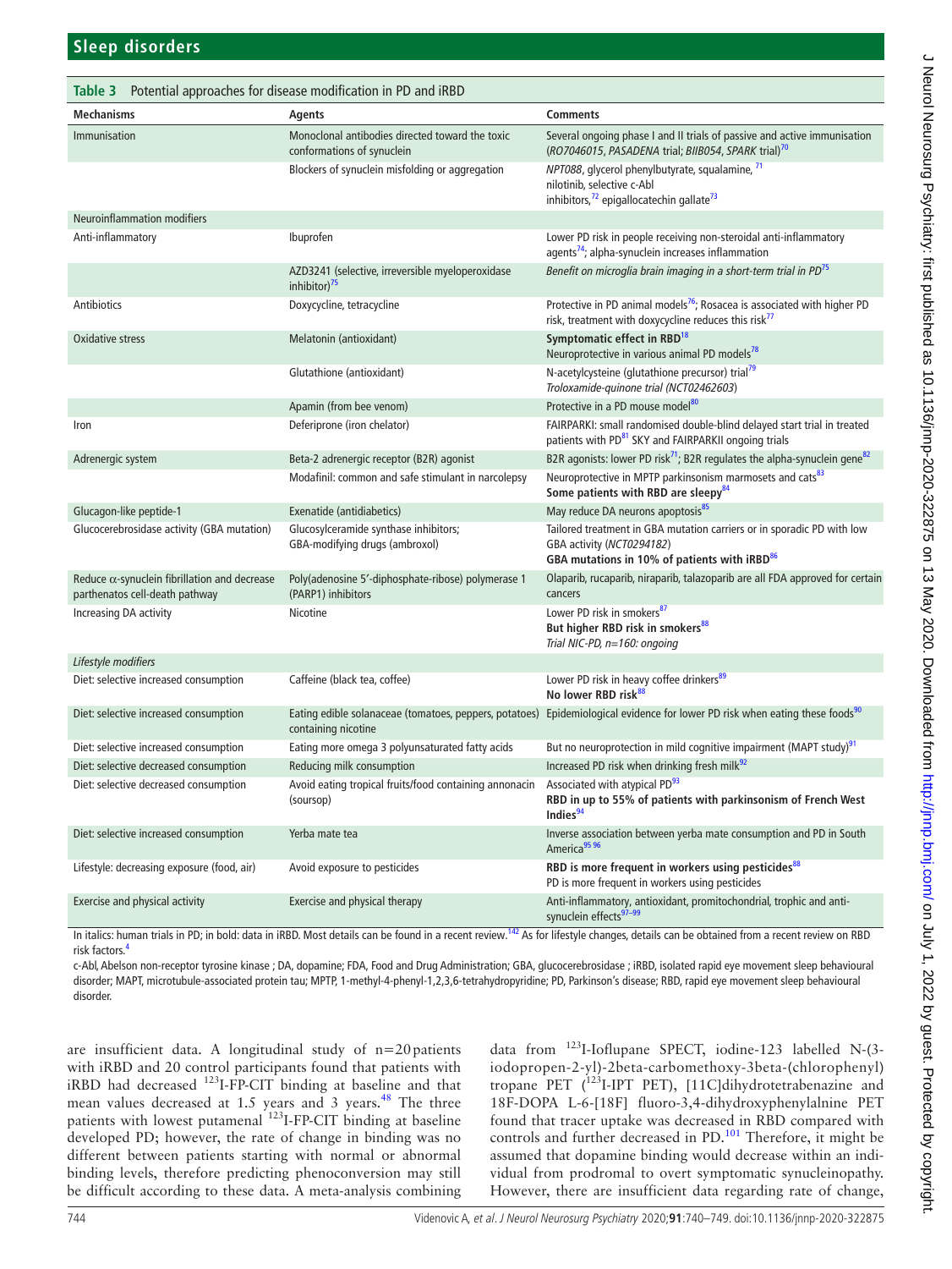**Table 3** Potential approaches for disease modification in PD and iRBD

| Mechanisms | Agents | Comments |
|---|---|---|
| Immunisation | Monoclonal antibodies directed toward the toxic conformations of synuclein | Several ongoing phase I and II trials of passive and active immunisation (*RO7046015, PASADENA* trial; *BIIB054, SPARK* trial)[70] |
| | Blockers of synuclein misfolding or aggregation | *NPT088*, glycerol phenylbutyrate, squalamine,[71] nilotinib, selective c-Abl inhibitors,[72] epigallocatechin gallate[73] |
| Neuroinflammation modifiers | | |
| Anti-inflammatory | Ibuprofen | Lower PD risk in people receiving non-steroidal anti-inflammatory agents[74]; alpha-synuclein increases inflammation |
| | AZD3241 (selective, irreversible myeloperoxidase inhibitor)[75] | *Benefit on microglia brain imaging in a short-term trial in PD*[75] |
| Antibiotics | Doxycycline, tetracycline | Protective in PD animal models[76]; Rosacea is associated with higher PD risk, treatment with doxycycline reduces this risk[77] |
| Oxidative stress | Melatonin (antioxidant) | **Symptomatic effect in RBD**[18] Neuroprotective in various animal PD models[78] |
| | Glutathione (antioxidant) | N-acetylcysteine (glutathione precursor) trial[79] *Troloxamide-quinone trial (NCT02462603)* |
| | Apamin (from bee venom) | Protective in a PD mouse model[80] |
| Iron | Deferiprone (iron chelator) | FAIRPARKI: small randomised double-blind delayed start trial in treated patients with PD[81] SKY and FAIRPARKII ongoing trials |
| Adrenergic system | Beta-2 adrenergic receptor (B2R) agonist | B2R agonists: lower PD risk[71]; B2R regulates the alpha-synuclein gene[82] |
| | Modafinil: common and safe stimulant in narcolepsy | Neuroprotective in MPTP parkinsonism marmosets and cats[83] **Some patients with RBD are sleepy**[84] |
| Glucagon-like peptide-1 | Exenatide (antidiabetics) | May reduce DA neurons apoptosis[85] |
| Glucocerebrosidase activity (GBA mutation) | Glucosylceramide synthase inhibitors; GBA-modifying drugs (ambroxol) | Tailored treatment in GBA mutation carriers or in sporadic PD with low GBA activity (*NCT0294182*) **GBA mutations in 10% of patients with iRBD**[86] |
| Reduce α-synuclein fibrillation and decrease parthenatos cell-death pathway | Poly(adenosine 5′-diphosphate-ribose) polymerase 1 (PARP1) inhibitors | Olaparib, rucaparib, niraparib, talazoparib are all FDA approved for certain cancers |
| Increasing DA activity | Nicotine | Lower PD risk in smokers[87] **But higher RBD risk in smokers**[88] *Trial NIC-PD, n=160: ongoing* |
| *Lifestyle modifiers* | | |
| Diet: selective increased consumption | Caffeine (black tea, coffee) | Lower PD risk in heavy coffee drinkers[89] **No lower RBD risk**[88] |
| Diet: selective increased consumption | Eating edible solanaceae (tomatoes, peppers, potatoes) containing nicotine | Epidemiological evidence for lower PD risk when eating these foods[90] |
| Diet: selective increased consumption | Eating more omega 3 polyunsaturated fatty acids | But no neuroprotection in mild cognitive impairment (MAPT study)[91] |
| Diet: selective decreased consumption | Reducing milk consumption | Increased PD risk when drinking fresh milk[92] |
| Diet: selective decreased consumption | Avoid eating tropical fruits/food containing annonacin (soursop) | Associated with atypical PD[93] **RBD in up to 55% of patients with parkinsonism of French West Indies**[94] |
| Diet: selective increased consumption | Yerba mate tea | Inverse association between yerba mate consumption and PD in South America[95 96] |
| Lifestyle: decreasing exposure (food, air) | Avoid exposure to pesticides | **RBD is more frequent in workers using pesticides**[88] PD is more frequent in workers using pesticides |
| Exercise and physical activity | Exercise and physical therapy | Anti-inflammatory, antioxidant, promitochondrial, trophic and anti-synuclein effects[97–99] |

In italics: human trials in PD; in bold: data in iRBD. Most details can be found in a recent review.[142] As for lifestyle changes, details can be obtained from a recent review on RBD risk factors.[4]

c-Abl, Abelson non-receptor tyrosine kinase ; DA, dopamine; FDA, Food and Drug Administration; GBA, glucocerebrosidase ; iRBD, isolated rapid eye movement sleep behavioural disorder; MAPT, microtubule-associated protein tau; MPTP, 1-methyl-4-phenyl-1,2,3,6-tetrahydropyridine; PD, Parkinson's disease; RBD, rapid eye movement sleep behavioural disorder.

are insufficient data. A longitudinal study of n=20 patients with iRBD and 20 control participants found that patients with iRBD had decreased $^{123}$I-FP-CIT binding at baseline and that mean values decreased at 1.5 years and 3 years.[48] The three patients with lowest putamenal $^{123}$I-FP-CIT binding at baseline developed PD; however, the rate of change in binding was no different between patients starting with normal or abnormal binding levels, therefore predicting phenoconversion may still be difficult according to these data. A meta-analysis combining data from $^{123}$I-Ioflupane SPECT, iodine-123 labelled N-(3-iodopropen-2-yl)-2beta-carbomethoxy-3beta-(chlorophenyl) tropane PET ($^{123}$I-IPT PET), [11C]dihydrotetrabenazine and 18F-DOPA L-6-[18F] fluoro-3,4-dihydroxyphenylalnine PET found that tracer uptake was decreased in RBD compared with controls and further decreased in PD.[101] Therefore, it might be assumed that dopamine binding would decrease within an individual from prodromal to overt symptomatic synucleinopathy. However, there are insufficient data regarding rate of change,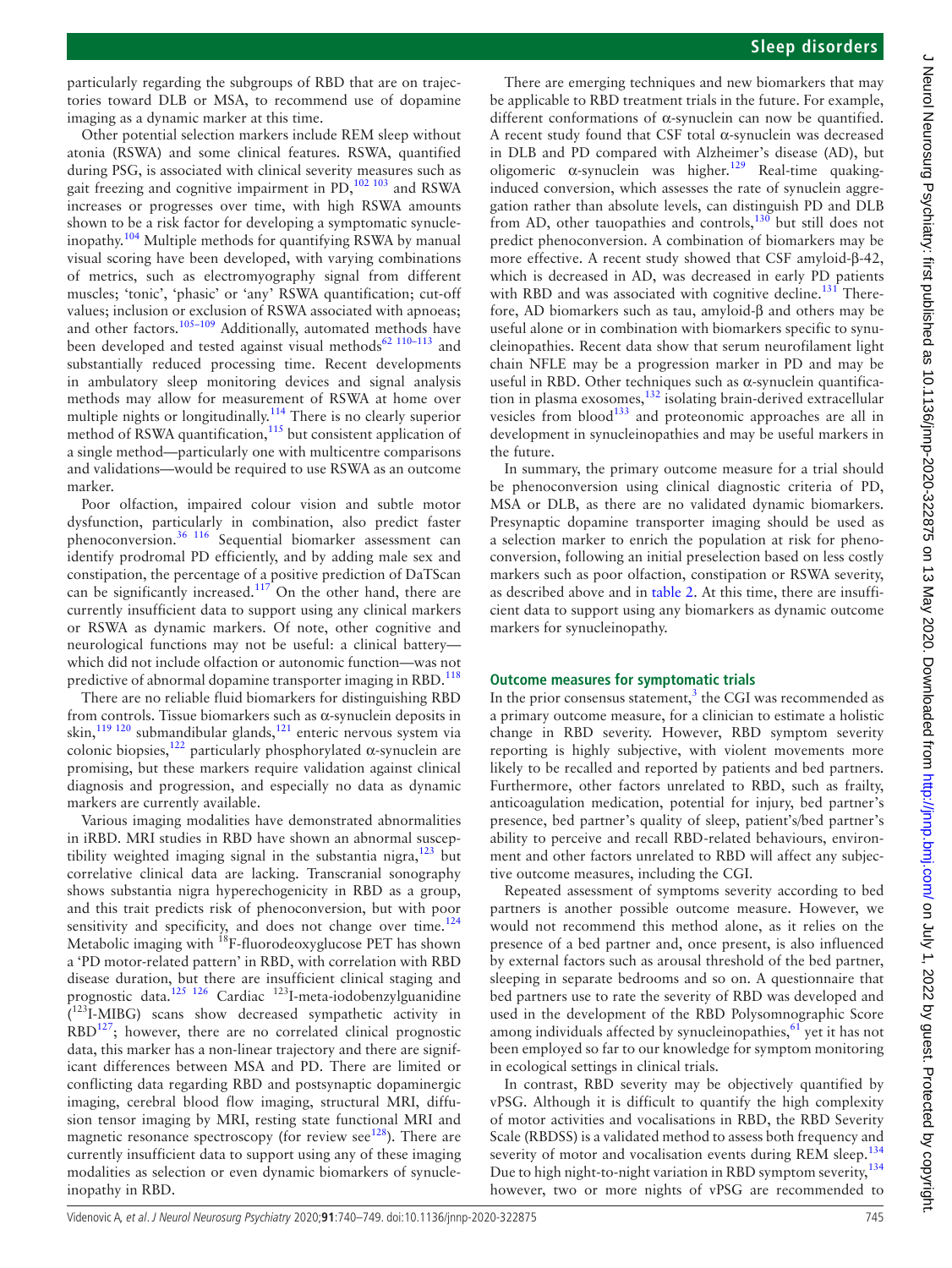particularly regarding the subgroups of RBD that are on trajectories toward DLB or MSA, to recommend use of dopamine imaging as a dynamic marker at this time.

Other potential selection markers include REM sleep without atonia (RSWA) and some clinical features. RSWA, quantified during PSG, is associated with clinical severity measures such as gait freezing and cognitive impairment in PD,[102 103] and RSWA increases or progresses over time, with high RSWA amounts shown to be a risk factor for developing a symptomatic synucleinopathy.[104] Multiple methods for quantifying RSWA by manual visual scoring have been developed, with varying combinations of metrics, such as electromyography signal from different muscles; 'tonic', 'phasic' or 'any' RSWA quantification; cut-off values; inclusion or exclusion of RSWA associated with apnoeas; and other factors.[105–109] Additionally, automated methods have been developed and tested against visual methods[62 110–113] and substantially reduced processing time. Recent developments in ambulatory sleep monitoring devices and signal analysis methods may allow for measurement of RSWA at home over multiple nights or longitudinally.[114] There is no clearly superior method of RSWA quantification,[115] but consistent application of a single method—particularly one with multicentre comparisons and validations—would be required to use RSWA as an outcome marker.

Poor olfaction, impaired colour vision and subtle motor dysfunction, particularly in combination, also predict faster phenoconversion.[36 116] Sequential biomarker assessment can identify prodromal PD efficiently, and by adding male sex and constipation, the percentage of a positive prediction of DaTScan can be significantly increased.[117] On the other hand, there are currently insufficient data to support using any clinical markers or RSWA as dynamic markers. Of note, other cognitive and neurological functions may not be useful: a clinical battery—which did not include olfaction or autonomic function—was not predictive of abnormal dopamine transporter imaging in RBD.[118]

There are no reliable fluid biomarkers for distinguishing RBD from controls. Tissue biomarkers such as α-synuclein deposits in skin,[119 120] submandibular glands,[121] enteric nervous system via colonic biopsies,[122] particularly phosphorylated α-synuclein are promising, but these markers require validation against clinical diagnosis and progression, and especially no data as dynamic markers are currently available.

Various imaging modalities have demonstrated abnormalities in iRBD. MRI studies in RBD have shown an abnormal susceptibility weighted imaging signal in the substantia nigra,[123] but correlative clinical data are lacking. Transcranial sonography shows substantia nigra hyperechogenicity in RBD as a group, and this trait predicts risk of phenoconversion, but with poor sensitivity and specificity, and does not change over time.[124] Metabolic imaging with $^{18}$F-fluorodeoxyglucose PET has shown a 'PD motor-related pattern' in RBD, with correlation with RBD disease duration, but there are insufficient clinical staging and prognostic data.[125 126] Cardiac $^{123}$I-meta-iodobenzylguanidine ($^{123}$I-MIBG) scans show decreased sympathetic activity in RBD[127]; however, there are no correlated clinical prognostic data, this marker has a non-linear trajectory and there are significant differences between MSA and PD. There are limited or conflicting data regarding RBD and postsynaptic dopaminergic imaging, cerebral blood flow imaging, structural MRI, diffusion tensor imaging by MRI, resting state functional MRI and magnetic resonance spectroscopy (for review see[128]). There are currently insufficient data to support using any of these imaging modalities as selection or even dynamic biomarkers of synucleinopathy in RBD.

There are emerging techniques and new biomarkers that may be applicable to RBD treatment trials in the future. For example, different conformations of α-synuclein can now be quantified. A recent study found that CSF total α-synuclein was decreased in DLB and PD compared with Alzheimer's disease (AD), but oligomeric α-synuclein was higher.[129] Real-time quaking-induced conversion, which assesses the rate of synuclein aggregation rather than absolute levels, can distinguish PD and DLB from AD, other tauopathies and controls,[130] but still does not predict phenoconversion. A combination of biomarkers may be more effective. A recent study showed that CSF amyloid-β-42, which is decreased in AD, was decreased in early PD patients with RBD and was associated with cognitive decline.[131] Therefore, AD biomarkers such as tau, amyloid-β and others may be useful alone or in combination with biomarkers specific to synucleinopathies. Recent data show that serum neurofilament light chain NFLE may be a progression marker in PD and may be useful in RBD. Other techniques such as α-synuclein quantification in plasma exosomes,[132] isolating brain-derived extracellular vesicles from blood[133] and proteonomic approaches are all in development in synucleinopathies and may be useful markers in the future.

In summary, the primary outcome measure for a trial should be phenoconversion using clinical diagnostic criteria of PD, MSA or DLB, as there are no validated dynamic biomarkers. Presynaptic dopamine transporter imaging should be used as a selection marker to enrich the population at risk for phenoconversion, following an initial preselection based on less costly markers such as poor olfaction, constipation or RSWA severity, as described above and in table 2. At this time, there are insufficient data to support using any biomarkers as dynamic outcome markers for synucleinopathy.

## Outcome measures for symptomatic trials

In the prior consensus statement,[3] the CGI was recommended as a primary outcome measure, for a clinician to estimate a holistic change in RBD severity. However, RBD symptom severity reporting is highly subjective, with violent movements more likely to be recalled and reported by patients and bed partners. Furthermore, other factors unrelated to RBD, such as frailty, anticoagulation medication, potential for injury, bed partner's presence, bed partner's quality of sleep, patient's/bed partner's ability to perceive and recall RBD-related behaviours, environment and other factors unrelated to RBD will affect any subjective outcome measures, including the CGI.

Repeated assessment of symptoms severity according to bed partners is another possible outcome measure. However, we would not recommend this method alone, as it relies on the presence of a bed partner and, once present, is also influenced by external factors such as arousal threshold of the bed partner, sleeping in separate bedrooms and so on. A questionnaire that bed partners use to rate the severity of RBD was developed and used in the development of the RBD Polysomnographic Score among individuals affected by synucleinopathies,[61] yet it has not been employed so far to our knowledge for symptom monitoring in ecological settings in clinical trials.

In contrast, RBD severity may be objectively quantified by vPSG. Although it is difficult to quantify the high complexity of motor activities and vocalisations in RBD, the RBD Severity Scale (RBDSS) is a validated method to assess both frequency and severity of motor and vocalisation events during REM sleep.[134] Due to high night-to-night variation in RBD symptom severity,[134] however, two or more nights of vPSG are recommended to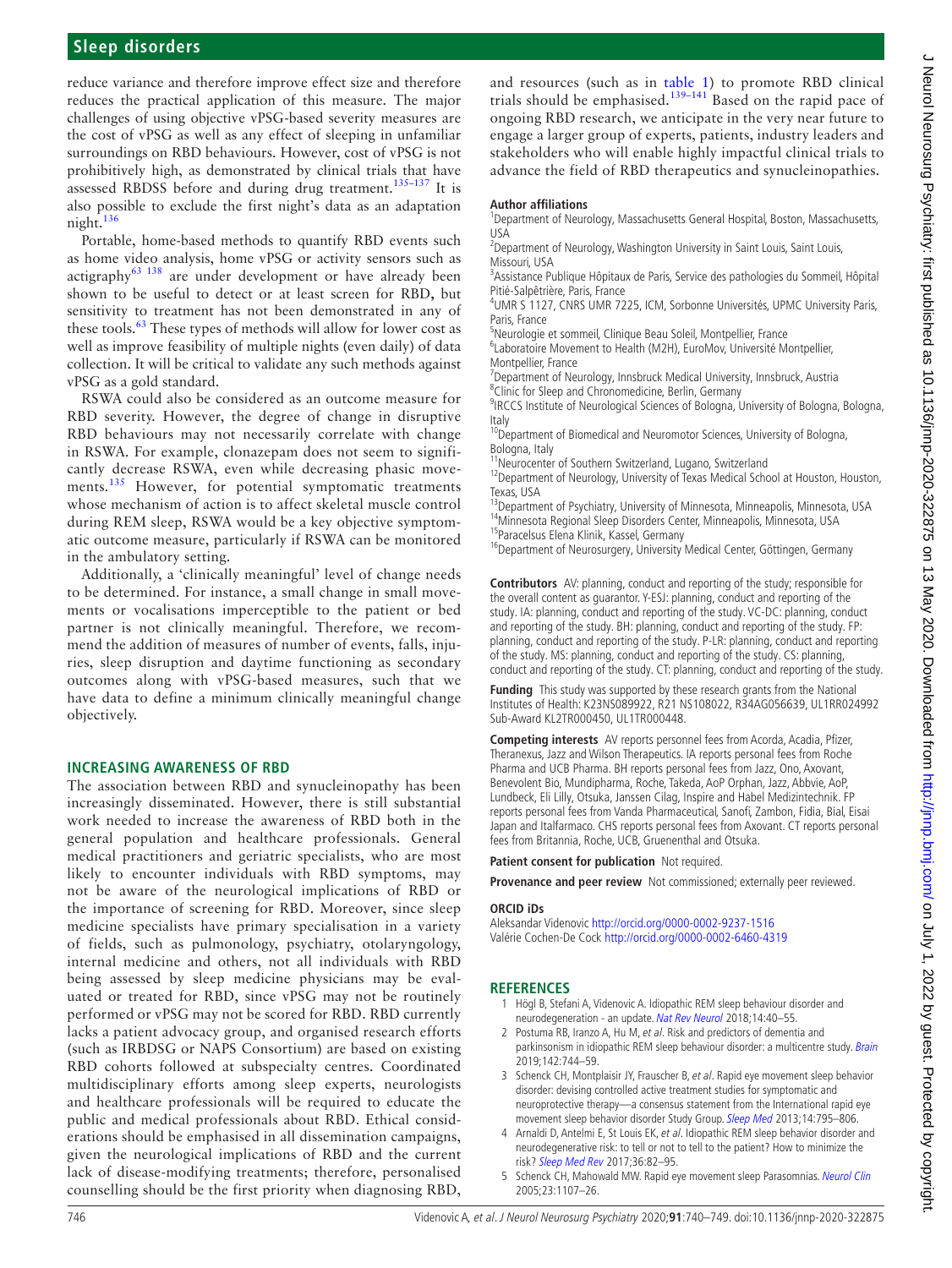reduce variance and therefore improve effect size and therefore reduces the practical application of this measure. The major challenges of using objective vPSG-based severity measures are the cost of vPSG as well as any effect of sleeping in unfamiliar surroundings on RBD behaviours. However, cost of vPSG is not prohibitively high, as demonstrated by clinical trials that have assessed RBDSS before and during drug treatment.[135–137] It is also possible to exclude the first night's data as an adaptation night.[136]

Portable, home-based methods to quantify RBD events such as home video analysis, home vPSG or activity sensors such as actigraphy[63 138] are under development or have already been shown to be useful to detect or at least screen for RBD, but sensitivity to treatment has not been demonstrated in any of these tools.[63] These types of methods will allow for lower cost as well as improve feasibility of multiple nights (even daily) of data collection. It will be critical to validate any such methods against vPSG as a gold standard.

RSWA could also be considered as an outcome measure for RBD severity. However, the degree of change in disruptive RBD behaviours may not necessarily correlate with change in RSWA. For example, clonazepam does not seem to significantly decrease RSWA, even while decreasing phasic movements.[135] However, for potential symptomatic treatments whose mechanism of action is to affect skeletal muscle control during REM sleep, RSWA would be a key objective symptomatic outcome measure, particularly if RSWA can be monitored in the ambulatory setting.

Additionally, a 'clinically meaningful' level of change needs to be determined. For instance, a small change in small movements or vocalisations imperceptible to the patient or bed partner is not clinically meaningful. Therefore, we recommend the addition of measures of number of events, falls, injuries, sleep disruption and daytime functioning as secondary outcomes along with vPSG-based measures, such that we have data to define a minimum clinically meaningful change objectively.

## INCREASING AWARENESS OF RBD

The association between RBD and synucleinopathy has been increasingly disseminated. However, there is still substantial work needed to increase the awareness of RBD both in the general population and healthcare professionals. General medical practitioners and geriatric specialists, who are most likely to encounter individuals with RBD symptoms, may not be aware of the neurological implications of RBD or the importance of screening for RBD. Moreover, since sleep medicine specialists have primary specialisation in a variety of fields, such as pulmonology, psychiatry, otolaryngology, internal medicine and others, not all individuals with RBD being assessed by sleep medicine physicians may be evaluated or treated for RBD, since vPSG may not be routinely performed or vPSG may not be scored for RBD. RBD currently lacks a patient advocacy group, and organised research efforts (such as IRBDSG or NAPS Consortium) are based on existing RBD cohorts followed at subspecialty centres. Coordinated multidisciplinary efforts among sleep experts, neurologists and healthcare professionals will be required to educate the public and medical professionals about RBD. Ethical considerations should be emphasised in all dissemination campaigns, given the neurological implications of RBD and the current lack of disease-modifying treatments; therefore, personalised counselling should be the first priority when diagnosing RBD, and resources (such as in table 1) to promote RBD clinical trials should be emphasised.[139–141] Based on the rapid pace of ongoing RBD research, we anticipate in the very near future to engage a larger group of experts, patients, industry leaders and stakeholders who will enable highly impactful clinical trials to advance the field of RBD therapeutics and synucleinopathies.

**Author affiliations**

[1]Department of Neurology, Massachusetts General Hospital, Boston, Massachusetts, USA
[2]Department of Neurology, Washington University in Saint Louis, Saint Louis, Missouri, USA
[3]Assistance Publique Hôpitaux de Paris, Service des pathologies du Sommeil, Hôpital Pitié-Salpêtrière, Paris, France
[4]UMR S 1127, CNRS UMR 7225, ICM, Sorbonne Universités, UPMC University Paris, Paris, France
[5]Neurologie et sommeil, Clinique Beau Soleil, Montpellier, France
[6]Laboratoire Movement to Health (M2H), EuroMov, Université Montpellier, Montpellier, France
[7]Department of Neurology, Innsbruck Medical University, Innsbruck, Austria
[8]Clinic for Sleep and Chronomedicine, Berlin, Germany
[9]IRCCS Institute of Neurological Sciences of Bologna, University of Bologna, Bologna, Italy
[10]Department of Biomedical and Neuromotor Sciences, University of Bologna, Bologna, Italy
[11]Neurocenter of Southern Switzerland, Lugano, Switzerland
[12]Department of Neurology, University of Texas Medical School at Houston, Houston, Texas, USA
[13]Department of Psychiatry, University of Minnesota, Minneapolis, Minnesota, USA
[14]Minnesota Regional Sleep Disorders Center, Minneapolis, Minnesota, USA
[15]Paracelsus Elena Klinik, Kassel, Germany
[16]Department of Neurosurgery, University Medical Center, Göttingen, Germany

**Contributors** AV: planning, conduct and reporting of the study; responsible for the overall content as guarantor. Y-ESJ: planning, conduct and reporting of the study. IA: planning, conduct and reporting of the study. VC-DC: planning, conduct and reporting of the study. BH: planning, conduct and reporting of the study. FP: planning, conduct and reporting of the study. P-LR: planning, conduct and reporting of the study. MS: planning, conduct and reporting of the study. CS: planning, conduct and reporting of the study. CT: planning, conduct and reporting of the study.

**Funding** This study was supported by these research grants from the National Institutes of Health: K23NS089922, R21 NS108022, R34AG056639, UL1RR024992 Sub-Award KL2TR000450, UL1TR000448.

**Competing interests** AV reports personnel fees from Acorda, Acadia, Pfizer, Theranexus, Jazz and Wilson Therapeutics. IA reports personal fees from Roche Pharma and UCB Pharma. BH reports personal fees from Jazz, Ono, Axovant, Benevolent Bio, Mundipharma, Roche, Takeda, AoP Orphan, Jazz, Abbvie, AoP, Lundbeck, Eli Lilly, Otsuka, Janssen Cilag, Inspire and Habel Medizintechnik. FP reports personal fees from Vanda Pharmaceutical, Sanofi, Zambon, Fidia, Bial, Eisai Japan and Italfarmaco. CHS reports personal fees from Axovant. CT reports personal fees from Britannia, Roche, UCB, Gruenenthal and Otsuka.

**Patient consent for publication** Not required.

**Provenance and peer review** Not commissioned; externally peer reviewed.

**ORCID iDs**

Aleksandar Videnovic http://orcid.org/0000-0002-9237-1516
Valérie Cochen-De Cock http://orcid.org/0000-0002-6460-4319

## REFERENCES

1. Högl B, Stefani A, Videnovic A. Idiopathic REM sleep behaviour disorder and neurodegeneration - an update. *Nat Rev Neurol* 2018;14:40–55.
2. Postuma RB, Iranzo A, Hu M, *et al*. Risk and predictors of dementia and parkinsonism in idiopathic REM sleep behaviour disorder: a multicentre study. *Brain* 2019;142:744–59.
3. Schenck CH, Montplaisir JY, Frauscher B, *et al*. Rapid eye movement sleep behavior disorder: devising controlled active treatment studies for symptomatic and neuroprotective therapy—a consensus statement from the International rapid eye movement sleep behavior disorder Study Group. *Sleep Med* 2013;14:795–806.
4. Arnaldi D, Antelmi E, St Louis EK, *et al*. Idiopathic REM sleep behavior disorder and neurodegenerative risk: to tell or not to tell to the patient? How to minimize the risk? *Sleep Med Rev* 2017;36:82–95.
5. Schenck CH, Mahowald MW. Rapid eye movement sleep Parasomnias. *Neurol Clin* 2005;23:1107–26.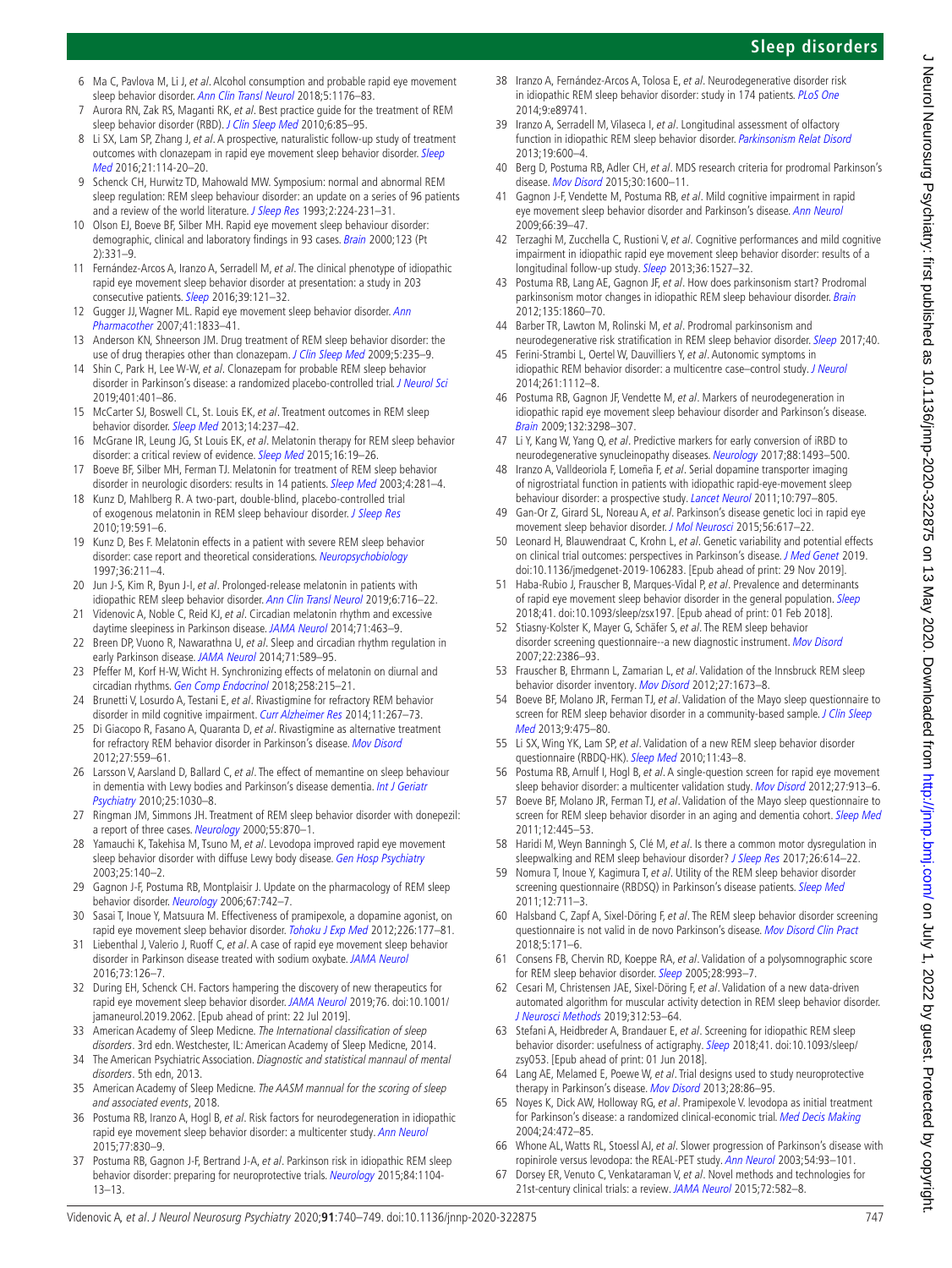6 Ma C, Pavlova M, Li J, *et al*. Alcohol consumption and probable rapid eye movement sleep behavior disorder. *Ann Clin Transl Neurol* 2018;5:1176–83.

7 Aurora RN, Zak RS, Maganti RK, *et al*. Best practice guide for the treatment of REM sleep behavior disorder (RBD). *J Clin Sleep Med* 2010;6:85–95.

8 Li SX, Lam SP, Zhang J, *et al*. A prospective, naturalistic follow-up study of treatment outcomes with clonazepam in rapid eye movement sleep behavior disorder. *Sleep Med* 2016;21:114-20–20.

9 Schenck CH, Hurwitz TD, Mahowald MW. Symposium: normal and abnormal REM sleep regulation: REM sleep behaviour disorder: an update on a series of 96 patients and a review of the world literature. *J Sleep Res* 1993;2:224-231–31.

10 Olson EJ, Boeve BF, Silber MH. Rapid eye movement sleep behaviour disorder: demographic, clinical and laboratory findings in 93 cases. *Brain* 2000;123 (Pt 2):331–9.

11 Fernández-Arcos A, Iranzo A, Serradell M, *et al*. The clinical phenotype of idiopathic rapid eye movement sleep behavior disorder at presentation: a study in 203 consecutive patients. *Sleep* 2016;39:121–32.

12 Gugger JJ, Wagner ML. Rapid eye movement sleep behavior disorder. *Ann Pharmacother* 2007;41:1833–41.

13 Anderson KN, Shneerson JM. Drug treatment of REM sleep behavior disorder: the use of drug therapies other than clonazepam. *J Clin Sleep Med* 2009;5:235–9.

14 Shin C, Park H, Lee W-W, *et al*. Clonazepam for probable REM sleep behavior disorder in Parkinson's disease: a randomized placebo-controlled trial. *J Neurol Sci* 2019;401:401–86.

15 McCarter SJ, Boswell CL, St. Louis EK, *et al*. Treatment outcomes in REM sleep behavior disorder. *Sleep Med* 2013;14:237–42.

16 McGrane IR, Leung JG, St Louis EK, *et al*. Melatonin therapy for REM sleep behavior disorder: a critical review of evidence. *Sleep Med* 2015;16:19–26.

17 Boeve BF, Silber MH, Ferman TJ. Melatonin for treatment of REM sleep behavior disorder in neurologic disorders: results in 14 patients. *Sleep Med* 2003;4:281–4.

18 Kunz D, Mahlberg R. A two-part, double-blind, placebo-controlled trial of exogenous melatonin in REM sleep behaviour disorder. *J Sleep Res* 2010;19:591–6.

19 Kunz D, Bes F. Melatonin effects in a patient with severe REM sleep behavior disorder: case report and theoretical considerations. *Neuropsychobiology* 1997;36:211–4.

20 Jun J-S, Kim R, Byun J-I, *et al*. Prolonged-release melatonin in patients with idiopathic REM sleep behavior disorder. *Ann Clin Transl Neurol* 2019;6:716–22.

21 Videnovic A, Noble C, Reid KJ, *et al*. Circadian melatonin rhythm and excessive daytime sleepiness in Parkinson disease. *JAMA Neurol* 2014;71:463–9.

22 Breen DP, Vuono R, Nawarathna U, *et al*. Sleep and circadian rhythm regulation in early Parkinson disease. *JAMA Neurol* 2014;71:589–95.

23 Pfeffer M, Korf H-W, Wicht H. Synchronizing effects of melatonin on diurnal and circadian rhythms. *Gen Comp Endocrinol* 2018;258:215–21.

24 Brunetti V, Losurdo A, Testani E, *et al*. Rivastigmine for refractory REM behavior disorder in mild cognitive impairment. *Curr Alzheimer Res* 2014;11:267–73.

25 Di Giacopo R, Fasano A, Quaranta D, *et al*. Rivastigmine as alternative treatment for refractory REM behavior disorder in Parkinson's disease. *Mov Disord* 2012;27:559–61.

26 Larsson V, Aarsland D, Ballard C, *et al*. The effect of memantine on sleep behaviour in dementia with Lewy bodies and Parkinson's disease dementia. *Int J Geriatr Psychiatry* 2010;25:1030–8.

27 Ringman JM, Simmons JH. Treatment of REM sleep behavior disorder with donepezil: a report of three cases. *Neurology* 2000;55:870–1.

28 Yamauchi K, Takehisa M, Tsuno M, *et al*. Levodopa improved rapid eye movement sleep behavior disorder with diffuse Lewy body disease. *Gen Hosp Psychiatry* 2003;25:140–2.

29 Gagnon J-F, Postuma RB, Montplaisir J. Update on the pharmacology of REM sleep behavior disorder. *Neurology* 2006;67:742–7.

30 Sasai T, Inoue Y, Matsuura M. Effectiveness of pramipexole, a dopamine agonist, on rapid eye movement sleep behavior disorder. *Tohoku J Exp Med* 2012;226:177–81.

31 Liebenthal J, Valerio J, Ruoff C, *et al*. A case of rapid eye movement sleep behavior disorder in Parkinson disease treated with sodium oxybate. *JAMA Neurol* 2016;73:126–7.

32 During EH, Schenck CH. Factors hampering the discovery of new therapeutics for rapid eye movement sleep behavior disorder. *JAMA Neurol* 2019;76. doi:10.1001/jamaneurol.2019.2062. [Epub ahead of print: 22 Jul 2019].

33 American Academy of Sleep Medicne. *The International classification of sleep disorders*. 3rd edn. Westchester, IL: American Academy of Sleep Medicne, 2014.

34 The American Psychiatric Association. *Diagnostic and statistical mannaul of mental disorders*. 5th edn, 2013.

35 American Academy of Sleep Medicne. *The AASM manual for the scoring of sleep and associated events*, 2018.

36 Postuma RB, Iranzo A, Hogl B, *et al*. Risk factors for neurodegeneration in idiopathic rapid eye movement sleep behavior disorder: a multicenter study. *Ann Neurol* 2015;77:830–9.

37 Postuma RB, Gagnon J-F, Bertrand J-A, *et al*. Parkinson risk in idiopathic REM sleep behavior disorder: preparing for neuroprotective trials. *Neurology* 2015;84:1104-13–13.

38 Iranzo A, Fernández-Arcos A, Tolosa E, *et al*. Neurodegenerative disorder risk in idiopathic REM sleep behavior disorder: study in 174 patients. *PLoS One* 2014;9:e89741.

39 Iranzo A, Serradell M, Vilaseca I, *et al*. Longitudinal assessment of olfactory function in idiopathic REM sleep behavior disorder. *Parkinsonism Relat Disord* 2013;19:600–4.

40 Berg D, Postuma RB, Adler CH, *et al*. MDS research criteria for prodromal Parkinson's disease. *Mov Disord* 2015;30:1600–11.

41 Gagnon J-F, Vendette M, Postuma RB, *et al*. Mild cognitive impairment in rapid eye movement sleep behavior disorder and Parkinson's disease. *Ann Neurol* 2009;66:39–47.

42 Terzaghi M, Zucchella C, Rustioni V, *et al*. Cognitive performances and mild cognitive impairment in idiopathic rapid eye movement sleep behavior disorder: results of a longitudinal follow-up study. *Sleep* 2013;36:1527–32.

43 Postuma RB, Lang AE, Gagnon JF, *et al*. How does parkinsonism start? Prodromal parkinsonism motor changes in idiopathic REM sleep behaviour disorder. *Brain* 2012;135:1860–70.

44 Barber TR, Lawton M, Rolinski M, *et al*. Prodromal parkinsonism and neurodegenerative risk stratification in REM sleep behavior disorder. *Sleep* 2017;40.

45 Ferini-Strambi L, Oertel W, Dauvilliers Y, *et al*. Autonomic symptoms in idiopathic REM behavior disorder: a multicentre case–control study. *J Neurol* 2014;261:1112–8.

46 Postuma RB, Gagnon JF, Vendette M, *et al*. Markers of neurodegeneration in idiopathic rapid eye movement sleep behaviour disorder and Parkinson's disease. *Brain* 2009;132:3298–307.

47 Li Y, Kang W, Yang Q, *et al*. Predictive markers for early conversion of iRBD to neurodegenerative synucleinopathy diseases. *Neurology* 2017;88:1493–500.

48 Iranzo A, Valldeoriola F, Lomeña F, *et al*. Serial dopamine transporter imaging of nigrostriatal function in patients with idiopathic rapid-eye-movement sleep behaviour disorder: a prospective study. *Lancet Neurol* 2011;10:797–805.

49 Gan-Or Z, Girard SL, Noreau A, *et al*. Parkinson's disease genetic loci in rapid eye movement sleep behavior disorder. *J Mol Neurosci* 2015;56:617–22.

50 Leonard H, Blauwendraat C, Krohn L, *et al*. Genetic variability and potential effects on clinical trial outcomes: perspectives in Parkinson's disease. *J Med Genet* 2019. doi:10.1136/jmedgenet-2019-106283. [Epub ahead of print: 29 Nov 2019].

51 Haba-Rubio J, Frauscher B, Marques-Vidal P, *et al*. Prevalence and determinants of rapid eye movement sleep behavior disorder in the general population. *Sleep* 2018;41. doi:10.1093/sleep/zsx197. [Epub ahead of print: 01 Feb 2018].

52 Stiasny-Kolster K, Mayer G, Schäfer S, *et al*. The REM sleep behavior disorder screening questionnaire--a new diagnostic instrument. *Mov Disord* 2007;22:2386–93.

53 Frauscher B, Ehrmann L, Zamarian L, *et al*. Validation of the Innsbruck REM sleep behavior disorder inventory. *Mov Disord* 2012;27:1673–8.

54 Boeve BF, Molano JR, Ferman TJ, *et al*. Validation of the Mayo sleep questionnaire to screen for REM sleep behavior disorder in a community-based sample. *J Clin Sleep Med* 2013;9:475–80.

55 Li SX, Wing YK, Lam SP, *et al*. Validation of a new REM sleep behavior disorder questionnaire (RBDQ-HK). *Sleep Med* 2010;11:43–8.

56 Postuma RB, Arnulf I, Hogl B, *et al*. A single-question screen for rapid eye movement sleep behavior disorder: a multicenter validation study. *Mov Disord* 2012;27:913–6.

57 Boeve BF, Molano JR, Ferman TJ, *et al*. Validation of the Mayo sleep questionnaire to screen for REM sleep behavior disorder in an aging and dementia cohort. *Sleep Med* 2011;12:445–53.

58 Haridi M, Weyn Banningh S, Clé M, *et al*. Is there a common motor dysregulation in sleepwalking and REM sleep behaviour disorder? *J Sleep Res* 2017;26:614–22.

59 Nomura T, Inoue Y, Kagimura T, *et al*. Utility of the REM sleep behavior disorder screening questionnaire (RBDSQ) in Parkinson's disease patients. *Sleep Med* 2011;12:711–3.

60 Halsband C, Zapf A, Sixel-Döring F, *et al*. The REM sleep behavior disorder screening questionnaire is not valid in de novo Parkinson's disease. *Mov Disord Clin Pract* 2018;5:171–6.

61 Consens FB, Chervin RD, Koeppe RA, *et al*. Validation of a polysomnographic score for REM sleep behavior disorder. *Sleep* 2005;28:993–7.

62 Cesari M, Christensen JAE, Sixel-Döring F, *et al*. Validation of a new data-driven automated algorithm for muscular activity detection in REM sleep behavior disorder. *J Neurosci Methods* 2019;312:53–64.

63 Stefani A, Heidbreder A, Brandauer E, *et al*. Screening for idiopathic REM sleep behavior disorder: usefulness of actigraphy. *Sleep* 2018;41. doi:10.1093/sleep/zsy053. [Epub ahead of print: 01 Jun 2018].

64 Lang AE, Melamed E, Poewe W, *et al*. Trial designs used to study neuroprotective therapy in Parkinson's disease. *Mov Disord* 2013;28:86–95.

65 Noyes K, Dick AW, Holloway RG, *et al*. Pramipexole V. levodopa as initial treatment for Parkinson's disease: a randomized clinical-economic trial. *Med Decis Making* 2004;24:472–85.

66 Whone AL, Watts RL, Stoessl AJ, *et al*. Slower progression of Parkinson's disease with ropinirole versus levodopa: the REAL-PET study. *Ann Neurol* 2003;54:93–101.

67 Dorsey ER, Venuto C, Venkataraman V, *et al*. Novel methods and technologies for 21st-century clinical trials: a review. *JAMA Neurol* 2015;72:582–8.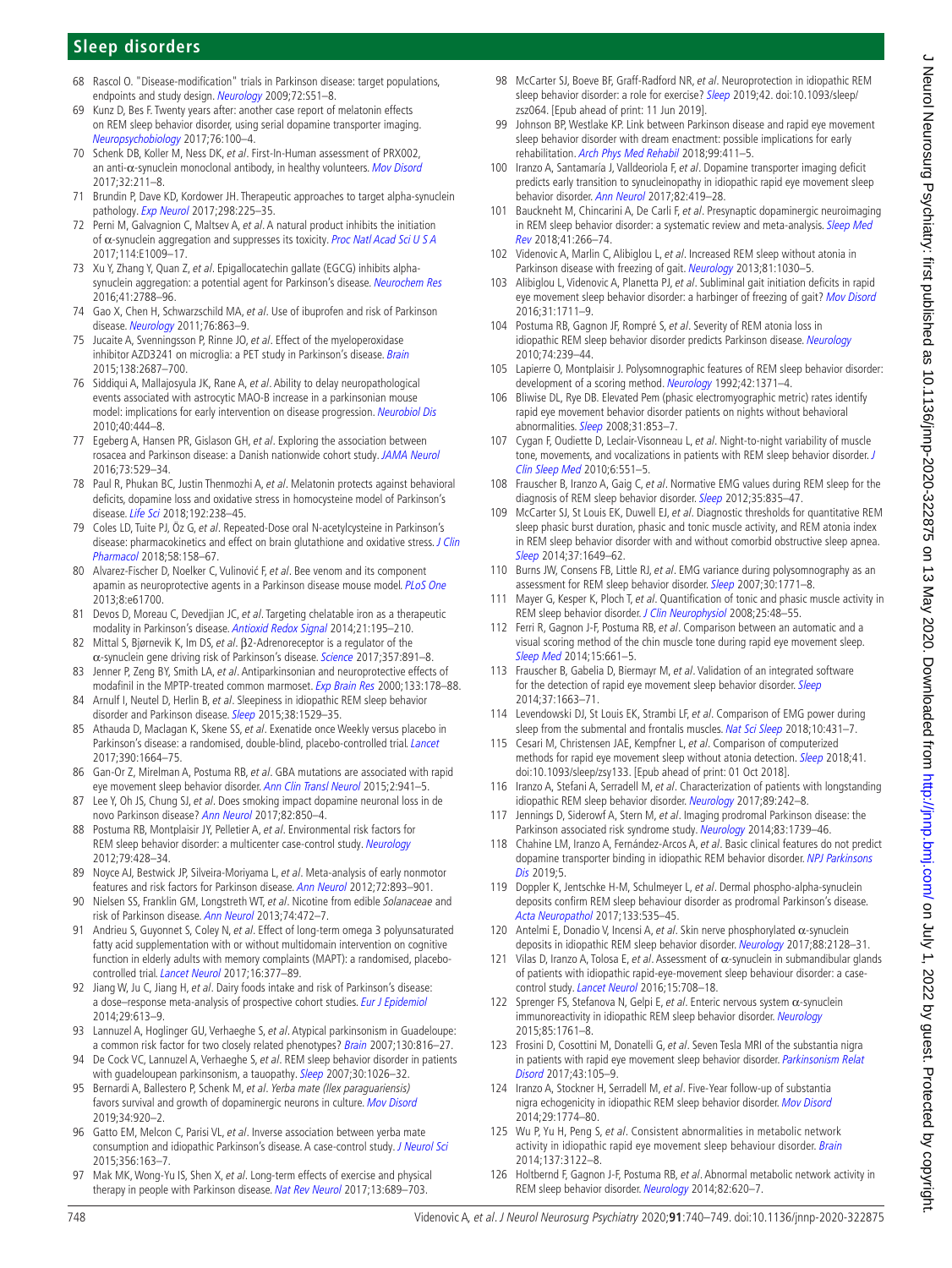68 Rascol O. "Disease-modification" trials in Parkinson disease: target populations, endpoints and study design. *Neurology* 2009;72:S51–8.

69 Kunz D, Bes F. Twenty years after: another case report of melatonin effects on REM sleep behavior disorder, using serial dopamine transporter imaging. *Neuropsychobiology* 2017;76:100–4.

70 Schenk DB, Koller M, Ness DK, *et al*. First-In-Human assessment of PRX002, an anti-α-synuclein monoclonal antibody, in healthy volunteers. *Mov Disord* 2017;32:211–8.

71 Brundin P, Dave KD, Kordower JH. Therapeutic approaches to target alpha-synuclein pathology. *Exp Neurol* 2017;298:225–35.

72 Perni M, Galvagnion C, Maltsev A, *et al*. A natural product inhibits the initiation of α-synuclein aggregation and suppresses its toxicity. *Proc Natl Acad Sci U S A* 2017;114:E1009–17.

73 Xu Y, Zhang Y, Quan Z, *et al*. Epigallocatechin gallate (EGCG) inhibits alpha-synuclein aggregation: a potential agent for Parkinson's disease. *Neurochem Res* 2016;41:2788–96.

74 Gao X, Chen H, Schwarzschild MA, *et al*. Use of ibuprofen and risk of Parkinson disease. *Neurology* 2011;76:863–9.

75 Jucaite A, Svenningsson P, Rinne JO, *et al*. Effect of the myeloperoxidase inhibitor AZD3241 on microglia: a PET study in Parkinson's disease. *Brain* 2015;138:2687–700.

76 Siddiqui A, Mallajosyula JK, Rane A, *et al*. Ability to delay neuropathological events associated with astrocytic MAO-B increase in a parkinsonian mouse model: implications for early intervention on disease progression. *Neurobiol Dis* 2010;40:444–8.

77 Egeberg A, Hansen PR, Gislason GH, *et al*. Exploring the association between rosacea and Parkinson disease: a Danish nationwide cohort study. *JAMA Neurol* 2016;73:529–34.

78 Paul R, Phukan BC, Justin Thenmozhi A, *et al*. Melatonin protects against behavioral deficits, dopamine loss and oxidative stress in homocysteine model of Parkinson's disease. *Life Sci* 2018;192:238–45.

79 Coles LD, Tuite PJ, Öz G, *et al*. Repeated-Dose oral N-acetylcysteine in Parkinson's disease: pharmacokinetics and effect on brain glutathione and oxidative stress. *J Clin Pharmacol* 2018;58:158–67.

80 Alvarez-Fischer D, Noelker C, Vulinović F, *et al*. Bee venom and its component apamin as neuroprotective agents in a Parkinson disease mouse model. *PLoS One* 2013;8:e61700.

81 Devos D, Moreau C, Devedjian JC, *et al*. Targeting chelatable iron as a therapeutic modality in Parkinson's disease. *Antioxid Redox Signal* 2014;21:195–210.

82 Mittal S, Bjørnevik K, Im DS, *et al*. β2-Adrenoreceptor is a regulator of the α-synuclein gene driving risk of Parkinson's disease. *Science* 2017;357:891–8.

83 Jenner P, Zeng BY, Smith LA, *et al*. Antiparkinsonian and neuroprotective effects of modafinil in the MPTP-treated common marmoset. *Exp Brain Res* 2000;133:178–88.

84 Arnulf I, Neutel D, Herlin B, *et al*. Sleepiness in idiopathic REM sleep behavior disorder and Parkinson disease. *Sleep* 2015;38:1529–35.

85 Athauda D, Maclagan K, Skene SS, *et al*. Exenatide once Weekly versus placebo in Parkinson's disease: a randomised, double-blind, placebo-controlled trial. *Lancet* 2017;390:1664–75.

86 Gan-Or Z, Mirelman A, Postuma RB, *et al*. GBA mutations are associated with rapid eye movement sleep behavior disorder. *Ann Clin Transl Neurol* 2015;2:941–5.

87 Lee Y, Oh JS, Chung SJ, *et al*. Does smoking impact dopamine neuronal loss in de novo Parkinson disease? *Ann Neurol* 2017;82:850–4.

88 Postuma RB, Montplaisir JY, Pelletier A, *et al*. Environmental risk factors for REM sleep behavior disorder: a multicenter case-control study. *Neurology* 2012;79:428–34.

89 Noyce AJ, Bestwick JP, Silveira-Moriyama L, *et al*. Meta-analysis of early nonmotor features and risk factors for Parkinson disease. *Ann Neurol* 2012;72:893–901.

90 Nielsen SS, Franklin GM, Longstreth WT, *et al*. Nicotine from edible *Solanaceae* and risk of Parkinson disease. *Ann Neurol* 2013;74:472–7.

91 Andrieu S, Guyonnet S, Coley N, *et al*. Effect of long-term omega 3 polyunsaturated fatty acid supplementation with or without multidomain intervention on cognitive function in elderly adults with memory complaints (MAPT): a randomised, placebo-controlled trial. *Lancet Neurol* 2017;16:377–89.

92 Jiang W, Ju C, Jiang H, *et al*. Dairy foods intake and risk of Parkinson's disease: a dose–response meta-analysis of prospective cohort studies. *Eur J Epidemiol* 2014;29:613–9.

93 Lannuzel A, Hoglinger GU, Verhaeghe S, *et al*. Atypical parkinsonism in Guadeloupe: a common risk factor for two closely related phenotypes? *Brain* 2007;130:816–27.

94 De Cock VC, Lannuzel A, Verhaeghe S, *et al*. REM sleep behavior disorder in patients with guadeloupean parkinsonism, a tauopathy. *Sleep* 2007;30:1026–32.

95 Bernardi A, Ballestero P, Schenk M, *et al*. *Yerba mate (Ilex paraguariensis)* favors survival and growth of dopaminergic neurons in culture. *Mov Disord* 2019;34:920–2.

96 Gatto EM, Melcon C, Parisi VL, *et al*. Inverse association between yerba mate consumption and idiopathic Parkinson's disease. A case-control study. *J Neurol Sci* 2015;356:163–7.

97 Mak MK, Wong-Yu IS, Shen X, *et al*. Long-term effects of exercise and physical therapy in people with Parkinson disease. *Nat Rev Neurol* 2017;13:689–703.

98 McCarter SJ, Boeve BF, Graff-Radford NR, *et al*. Neuroprotection in idiopathic REM sleep behavior disorder: a role for exercise? *Sleep* 2019;42. doi:10.1093/sleep/zsz064. [Epub ahead of print: 11 Jun 2019].

99 Johnson BP, Westlake KP. Link between Parkinson disease and rapid eye movement sleep behavior disorder with dream enactment: possible implications for early rehabilitation. *Arch Phys Med Rehabil* 2018;99:411–5.

100 Iranzo A, Santamaría J, Valldeoriola F, *et al*. Dopamine transporter imaging deficit predicts early transition to synucleinopathy in idiopathic rapid eye movement sleep behavior disorder. *Ann Neurol* 2017;82:419–28.

101 Bauckneht M, Chincarini A, De Carli F, *et al*. Presynaptic dopaminergic neuroimaging in REM sleep behavior disorder: a systematic review and meta-analysis. *Sleep Med Rev* 2018;41:266–74.

102 Videnovic A, Marlin C, Alibiglou L, *et al*. Increased REM sleep without atonia in Parkinson disease with freezing of gait. *Neurology* 2013;81:1030–5.

103 Alibiglou L, Videnovic A, Planetta PJ, *et al*. Subliminal gait initiation deficits in rapid eye movement sleep behavior disorder: a harbinger of freezing of gait? *Mov Disord* 2016;31:1711–9.

104 Postuma RB, Gagnon JF, Rompré S, *et al*. Severity of REM atonia loss in idiopathic REM sleep behavior disorder predicts Parkinson disease. *Neurology* 2010;74:239–44.

105 Lapierre O, Montplaisir J. Polysomnographic features of REM sleep behavior disorder: development of a scoring method. *Neurology* 1992;42:1371–4.

106 Bliwise DL, Rye DB. Elevated Pem (phasic electromyographic metric) rates identify rapid eye movement behavior disorder patients on nights without behavioral abnormalities. *Sleep* 2008;31:853–7.

107 Cygan F, Oudiette D, Leclair-Visonneau L, *et al*. Night-to-night variability of muscle tone, movements, and vocalizations in patients with REM sleep behavior disorder. *J Clin Sleep Med* 2010;6:551–5.

108 Frauscher B, Iranzo A, Gaig C, *et al*. Normative EMG values during REM sleep for the diagnosis of REM sleep behavior disorder. *Sleep* 2012;35:835–47.

109 McCarter SJ, St Louis EK, Duwell EJ, *et al*. Diagnostic thresholds for quantitative REM sleep phasic burst duration, phasic and tonic muscle activity, and REM atonia index in REM sleep behavior disorder with and without comorbid obstructive sleep apnea. *Sleep* 2014;37:1649–62.

110 Burns JW, Consens FB, Little RJ, *et al*. EMG variance during polysomnography as an assessment for REM sleep behavior disorder. *Sleep* 2007;30:1771–8.

111 Mayer G, Kesper K, Ploch T, *et al*. Quantification of tonic and phasic muscle activity in REM sleep behavior disorder. *J Clin Neurophysiol* 2008;25:48–55.

112 Ferri R, Gagnon J-F, Postuma RB, *et al*. Comparison between an automatic and a visual scoring method of the chin muscle tone during rapid eye movement sleep. *Sleep Med* 2014;15:661–5.

113 Frauscher B, Gabelia D, Biermayr M, *et al*. Validation of an integrated software for the detection of rapid eye movement sleep behavior disorder. *Sleep* 2014;37:1663–71.

114 Levendowski DJ, St Louis EK, Strambi LF, *et al*. Comparison of EMG power during sleep from the submental and frontalis muscles. *Nat Sci Sleep* 2018;10:431–7.

115 Cesari M, Christensen JAE, Kempfner L, *et al*. Comparison of computerized methods for rapid eye movement sleep without atonia detection. *Sleep* 2018;41. doi:10.1093/sleep/zsy133. [Epub ahead of print: 01 Oct 2018].

116 Iranzo A, Stefani A, Serradell M, *et al*. Characterization of patients with longstanding idiopathic REM sleep behavior disorder. *Neurology* 2017;89:242–8.

117 Jennings D, Siderowf A, Stern M, *et al*. Imaging prodromal Parkinson disease: the Parkinson associated risk syndrome study. *Neurology* 2014;83:1739–46.

118 Chahine LM, Iranzo A, Fernández-Arcos A, *et al*. Basic clinical features do not predict dopamine transporter binding in idiopathic REM behavior disorder. *NPJ Parkinsons Dis* 2019;5.

119 Doppler K, Jentschke H-M, Schulmeyer L, *et al*. Dermal phospho-alpha-synuclein deposits confirm REM sleep behaviour disorder as prodromal Parkinson's disease. *Acta Neuropathol* 2017;133:535–45.

120 Antelmi E, Donadio V, Incensi A, *et al*. Skin nerve phosphorylated α-synuclein deposits in idiopathic REM sleep behavior disorder. *Neurology* 2017;88:2128–31.

121 Vilas D, Iranzo A, Tolosa E, *et al*. Assessment of α-synuclein in submandibular glands of patients with idiopathic rapid-eye-movement sleep behaviour disorder: a case-control study. *Lancet Neurol* 2016;15:708–18.

122 Sprenger FS, Stefanova N, Gelpi E, *et al*. Enteric nervous system α-synuclein immunoreactivity in idiopathic REM sleep behavior disorder. *Neurology* 2015;85:1761–8.

123 Frosini D, Cosottini M, Donatelli G, *et al*. Seven Tesla MRI of the substantia nigra in patients with rapid eye movement sleep behavior disorder. *Parkinsonism Relat Disord* 2017;43:105–9.

124 Iranzo A, Stockner H, Serradell M, *et al*. Five-Year follow-up of substantia nigra echogenicity in idiopathic REM sleep behavior disorder. *Mov Disord* 2014;29:1774–80.

125 Wu P, Yu H, Peng S, *et al*. Consistent abnormalities in metabolic network activity in idiopathic rapid eye movement sleep behaviour disorder. *Brain* 2014;137:3122–8.

126 Holtbernd F, Gagnon J-F, Postuma RB, *et al*. Abnormal metabolic network activity in REM sleep behavior disorder. *Neurology* 2014;82:620–7.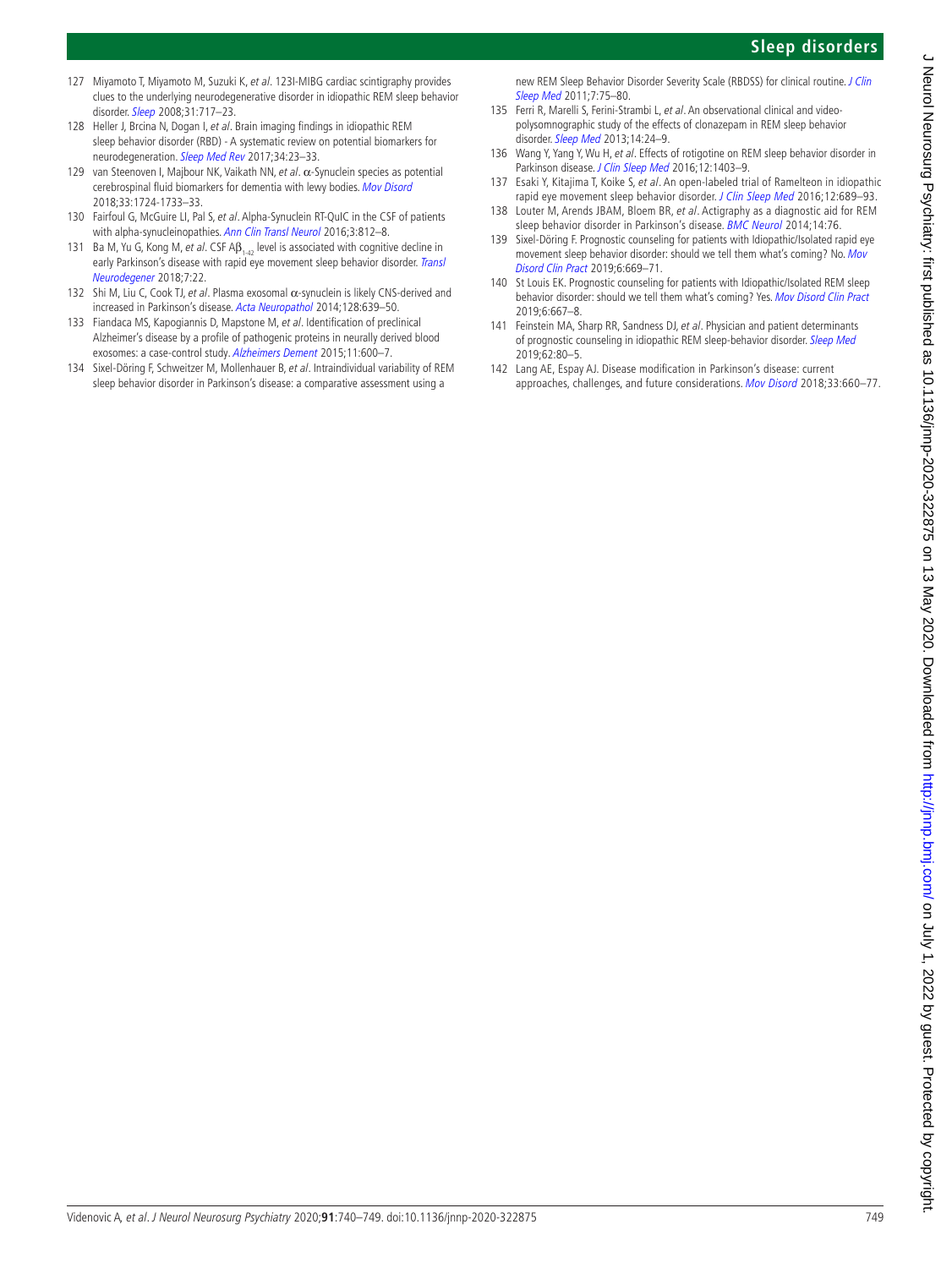127 Miyamoto T, Miyamoto M, Suzuki K, *et al*. 123I-MIBG cardiac scintigraphy provides clues to the underlying neurodegenerative disorder in idiopathic REM sleep behavior disorder. *Sleep* 2008;31:717–23.

128 Heller J, Brcina N, Dogan I, *et al*. Brain imaging findings in idiopathic REM sleep behavior disorder (RBD) - A systematic review on potential biomarkers for neurodegeneration. *Sleep Med Rev* 2017;34:23–33.

129 van Steenoven I, Majbour NK, Vaikath NN, *et al*. α-Synuclein species as potential cerebrospinal fluid biomarkers for dementia with lewy bodies. *Mov Disord* 2018;33:1724-1733–33.

130 Fairfoul G, McGuire LI, Pal S, *et al*. Alpha-Synuclein RT-QuIC in the CSF of patients with alpha-synucleinopathies. *Ann Clin Transl Neurol* 2016;3:812–8.

131 Ba M, Yu G, Kong M, *et al*. CSF $A\beta_{1\text{-}42}$ level is associated with cognitive decline in early Parkinson's disease with rapid eye movement sleep behavior disorder. *Transl Neurodegener* 2018;7:22.

132 Shi M, Liu C, Cook TJ, *et al*. Plasma exosomal α-synuclein is likely CNS-derived and increased in Parkinson's disease. *Acta Neuropathol* 2014;128:639–50.

133 Fiandaca MS, Kapogiannis D, Mapstone M, *et al*. Identification of preclinical Alzheimer's disease by a profile of pathogenic proteins in neurally derived blood exosomes: a case-control study. *Alzheimers Dement* 2015;11:600–7.

134 Sixel-Döring F, Schweitzer M, Mollenhauer B, *et al*. Intraindividual variability of REM sleep behavior disorder in Parkinson's disease: a comparative assessment using a new REM Sleep Behavior Disorder Severity Scale (RBDSS) for clinical routine. *J Clin Sleep Med* 2011;7:75–80.

135 Ferri R, Marelli S, Ferini-Strambi L, *et al*. An observational clinical and video-polysomnographic study of the effects of clonazepam in REM sleep behavior disorder. *Sleep Med* 2013;14:24–9.

136 Wang Y, Yang Y, Wu H, *et al*. Effects of rotigotine on REM sleep behavior disorder in Parkinson disease. *J Clin Sleep Med* 2016;12:1403–9.

137 Esaki Y, Kitajima T, Koike S, *et al*. An open-labeled trial of Ramelteon in idiopathic rapid eye movement sleep behavior disorder. *J Clin Sleep Med* 2016;12:689–93.

138 Louter M, Arends JBAM, Bloem BR, *et al*. Actigraphy as a diagnostic aid for REM sleep behavior disorder in Parkinson's disease. *BMC Neurol* 2014;14:76.

139 Sixel-Döring F. Prognostic counseling for patients with Idiopathic/Isolated rapid eye movement sleep behavior disorder: should we tell them what's coming? No. *Mov Disord Clin Pract* 2019;6:669–71.

140 St Louis EK. Prognostic counseling for patients with Idiopathic/Isolated REM sleep behavior disorder: should we tell them what's coming? Yes. *Mov Disord Clin Pract* 2019;6:667–8.

141 Feinstein MA, Sharp RR, Sandness DJ, *et al*. Physician and patient determinants of prognostic counseling in idiopathic REM sleep-behavior disorder. *Sleep Med* 2019;62:80–5.

142 Lang AE, Espay AJ. Disease modification in Parkinson's disease: current approaches, challenges, and future considerations. *Mov Disord* 2018;33:660–77.